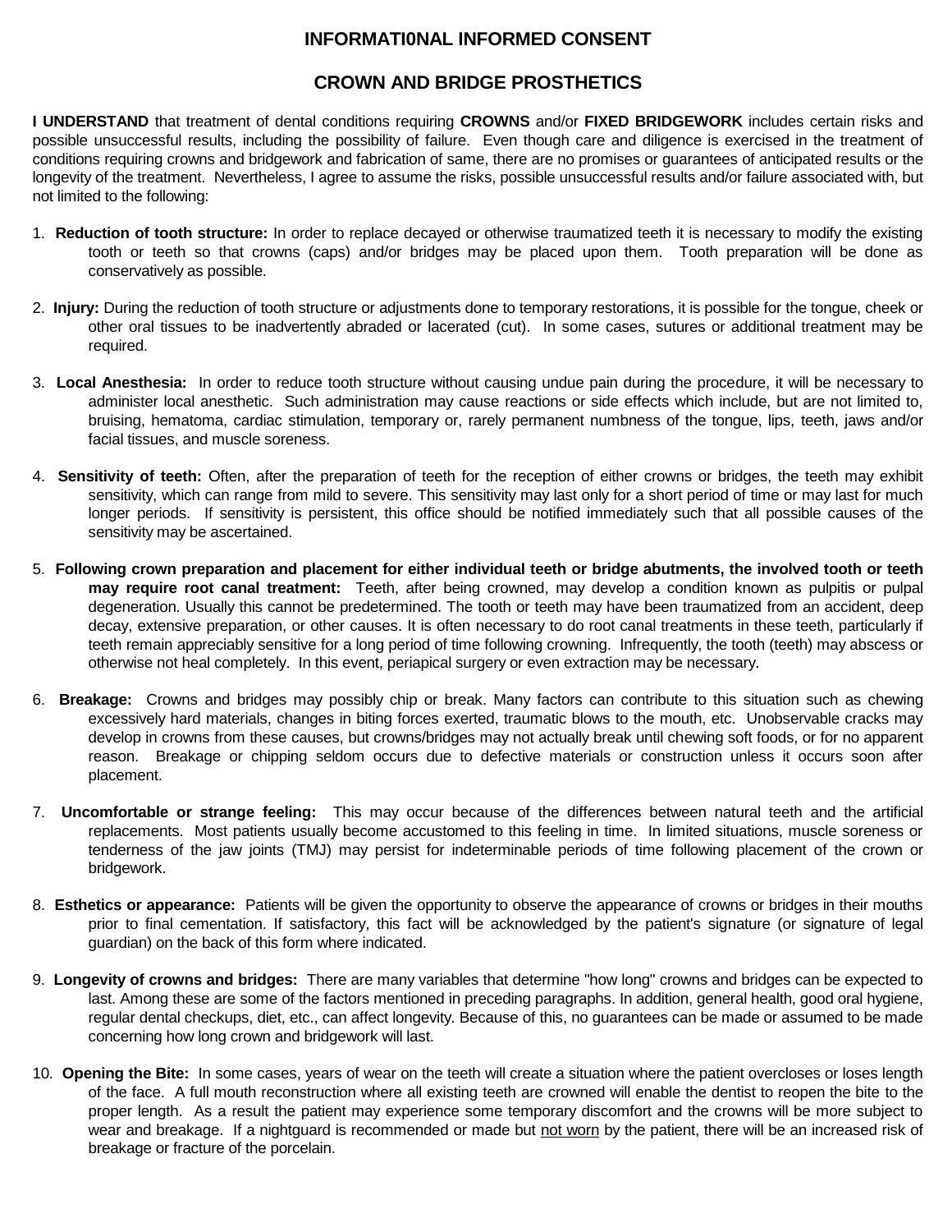# INFORMATI0NAL INFORMED CONSENT

## CROWN AND BRIDGE PROSTHETICS

**I UNDERSTAND** that treatment of dental conditions requiring **CROWNS** and/or **FIXED BRIDGEWORK** includes certain risks and possible unsuccessful results, including the possibility of failure. Even though care and diligence is exercised in the treatment of conditions requiring crowns and bridgework and fabrication of same, there are no promises or guarantees of anticipated results or the longevity of the treatment. Nevertheless, I agree to assume the risks, possible unsuccessful results and/or failure associated with, but not limited to the following:

1. **Reduction of tooth structure:** In order to replace decayed or otherwise traumatized teeth it is necessary to modify the existing tooth or teeth so that crowns (caps) and/or bridges may be placed upon them. Tooth preparation will be done as conservatively as possible.

2. **Injury:** During the reduction of tooth structure or adjustments done to temporary restorations, it is possible for the tongue, cheek or other oral tissues to be inadvertently abraded or lacerated (cut). In some cases, sutures or additional treatment may be required.

3. **Local Anesthesia:** In order to reduce tooth structure without causing undue pain during the procedure, it will be necessary to administer local anesthetic. Such administration may cause reactions or side effects which include, but are not limited to, bruising, hematoma, cardiac stimulation, temporary or, rarely permanent numbness of the tongue, lips, teeth, jaws and/or facial tissues, and muscle soreness.

4. **Sensitivity of teeth:** Often, after the preparation of teeth for the reception of either crowns or bridges, the teeth may exhibit sensitivity, which can range from mild to severe. This sensitivity may last only for a short period of time or may last for much longer periods. If sensitivity is persistent, this office should be notified immediately such that all possible causes of the sensitivity may be ascertained.

5. **Following crown preparation and placement for either individual teeth or bridge abutments, the involved tooth or teeth may require root canal treatment:** Teeth, after being crowned, may develop a condition known as pulpitis or pulpal degeneration. Usually this cannot be predetermined. The tooth or teeth may have been traumatized from an accident, deep decay, extensive preparation, or other causes. It is often necessary to do root canal treatments in these teeth, particularly if teeth remain appreciably sensitive for a long period of time following crowning. Infrequently, the tooth (teeth) may abscess or otherwise not heal completely. In this event, periapical surgery or even extraction may be necessary.

6. **Breakage:** Crowns and bridges may possibly chip or break. Many factors can contribute to this situation such as chewing excessively hard materials, changes in biting forces exerted, traumatic blows to the mouth, etc. Unobservable cracks may develop in crowns from these causes, but crowns/bridges may not actually break until chewing soft foods, or for no apparent reason. Breakage or chipping seldom occurs due to defective materials or construction unless it occurs soon after placement.

7. **Uncomfortable or strange feeling:** This may occur because of the differences between natural teeth and the artificial replacements. Most patients usually become accustomed to this feeling in time. In limited situations, muscle soreness or tenderness of the jaw joints (TMJ) may persist for indeterminable periods of time following placement of the crown or bridgework.

8. **Esthetics or appearance:** Patients will be given the opportunity to observe the appearance of crowns or bridges in their mouths prior to final cementation. If satisfactory, this fact will be acknowledged by the patient's signature (or signature of legal guardian) on the back of this form where indicated.

9. **Longevity of crowns and bridges:** There are many variables that determine "how long" crowns and bridges can be expected to last. Among these are some of the factors mentioned in preceding paragraphs. In addition, general health, good oral hygiene, regular dental checkups, diet, etc., can affect longevity. Because of this, no guarantees can be made or assumed to be made concerning how long crown and bridgework will last.

10. **Opening the Bite:** In some cases, years of wear on the teeth will create a situation where the patient overcloses or loses length of the face. A full mouth reconstruction where all existing teeth are crowned will enable the dentist to reopen the bite to the proper length. As a result the patient may experience some temporary discomfort and the crowns will be more subject to wear and breakage. If a nightguard is recommended or made but <u>not worn</u> by the patient, there will be an increased risk of breakage or fracture of the porcelain.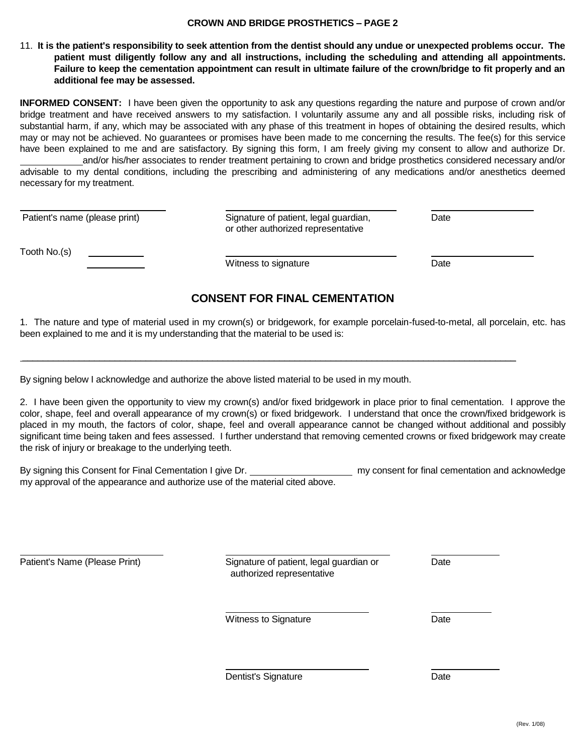**CROWN AND BRIDGE PROSTHETICS – PAGE 2**

11. **It is the patient's responsibility to seek attention from the dentist should any undue or unexpected problems occur. The patient must diligently follow any and all instructions, including the scheduling and attending all appointments. Failure to keep the cementation appointment can result in ultimate failure of the crown/bridge to fit properly and an additional fee may be assessed.**

**INFORMED CONSENT:** I have been given the opportunity to ask any questions regarding the nature and purpose of crown and/or bridge treatment and have received answers to my satisfaction. I voluntarily assume any and all possible risks, including risk of substantial harm, if any, which may be associated with any phase of this treatment in hopes of obtaining the desired results, which may or may not be achieved. No guarantees or promises have been made to me concerning the results. The fee(s) for this service have been explained to me and are satisfactory. By signing this form, I am freely giving my consent to allow and authorize Dr. ____________ and/or his/her associates to render treatment pertaining to crown and bridge prosthetics considered necessary and/or advisable to my dental conditions, including the prescribing and administering of any medications and/or anesthetics deemed necessary for my treatment.

| | | |
|---|---|---|
| ____________________ | ____________________ | ____________ |
| Patient's name (please print) | Signature of patient, legal guardian, or other authorized representative | Date |
| Tooth No.(s) ________ ________ | ____________________ | ____________ |
| | Witness to signature | Date |

## CONSENT FOR FINAL CEMENTATION

1. The nature and type of material used in my crown(s) or bridgework, for example porcelain-fused-to-metal, all porcelain, etc. has been explained to me and it is my understanding that the material to be used is:

______________________________________________________________________________

By signing below I acknowledge and authorize the above listed material to be used in my mouth.

2. I have been given the opportunity to view my crown(s) and/or fixed bridgework in place prior to final cementation. I approve the color, shape, feel and overall appearance of my crown(s) or fixed bridgework. I understand that once the crown/fixed bridgework is placed in my mouth, the factors of color, shape, feel and overall appearance cannot be changed without additional and possibly significant time being taken and fees assessed. I further understand that removing cemented crowns or fixed bridgework may create the risk of injury or breakage to the underlying teeth.

By signing this Consent for Final Cementation I give Dr. ________________ my consent for final cementation and acknowledge my approval of the appearance and authorize use of the material cited above.

| | | |
|---|---|---|
| ____________________ | ____________________ | ____________ |
| Patient's Name (Please Print) | Signature of patient, legal guardian or authorized representative | Date |
| | ____________________ | ____________ |
| | Witness to Signature | Date |
| | ____________________ | ____________ |
| | Dentist's Signature | Date |

(Rev. 1/08)